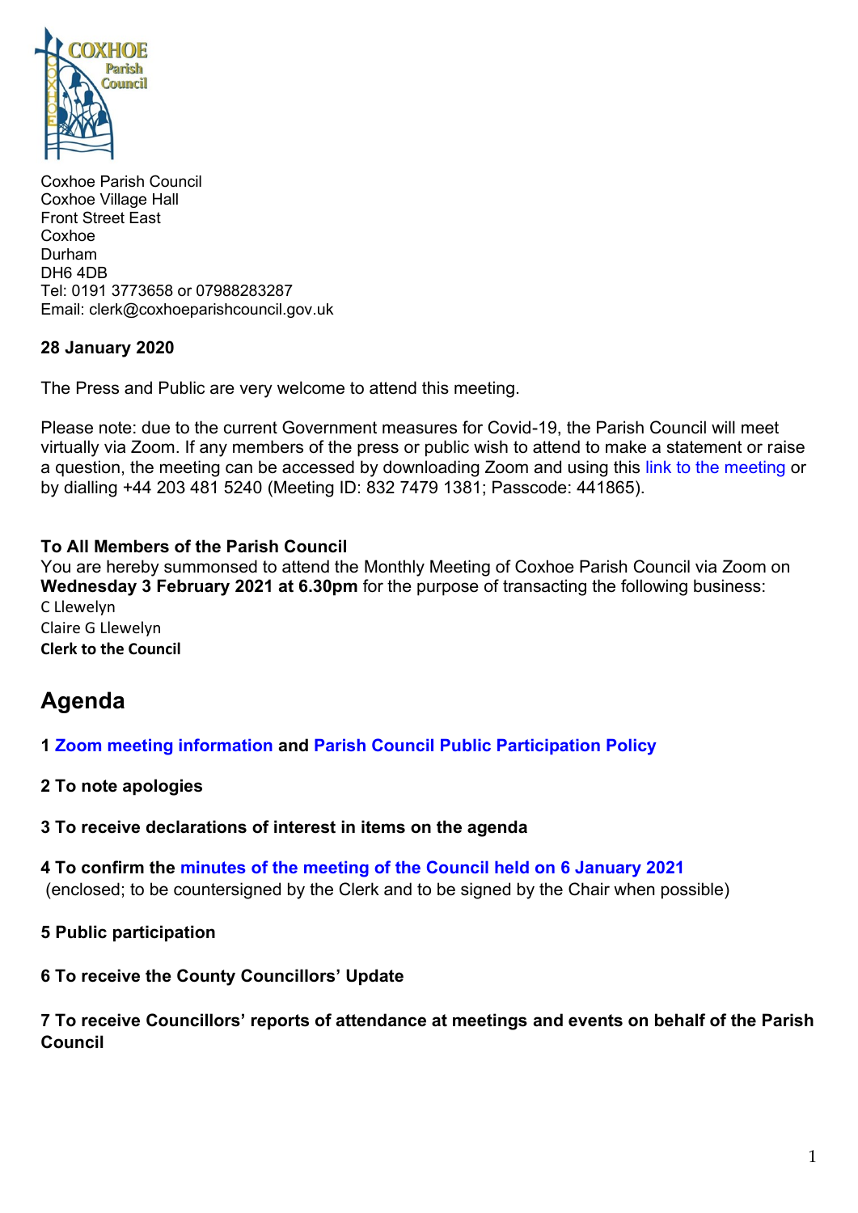Coxhoe Parish Council
Coxhoe Village Hall
Front Street East
Coxhoe
Durham
DH6 4DB
Tel: 0191 3773658 or 07988283287
Email: clerk@coxhoeparishcouncil.gov.uk

**28 January 2020**

The Press and Public are very welcome to attend this meeting.

Please note: due to the current Government measures for Covid-19, the Parish Council will meet virtually via Zoom. If any members of the press or public wish to attend to make a statement or raise a question, the meeting can be accessed by downloading Zoom and using this link to the meeting or by dialling +44 203 481 5240 (Meeting ID: 832 7479 1381; Passcode: 441865).

**To All Members of the Parish Council**
You are hereby summonsed to attend the Monthly Meeting of Coxhoe Parish Council via Zoom on **Wednesday 3 February 2021 at 6.30pm** for the purpose of transacting the following business:
C Llewelyn
Claire G Llewelyn
**Clerk to the Council**

## Agenda

**1 Zoom meeting information and Parish Council Public Participation Policy**

**2 To note apologies**

**3 To receive declarations of interest in items on the agenda**

**4 To confirm the minutes of the meeting of the Council held on 6 January 2021**
(enclosed; to be countersigned by the Clerk and to be signed by the Chair when possible)

**5 Public participation**

**6 To receive the County Councillors' Update**

**7 To receive Councillors' reports of attendance at meetings and events on behalf of the Parish Council**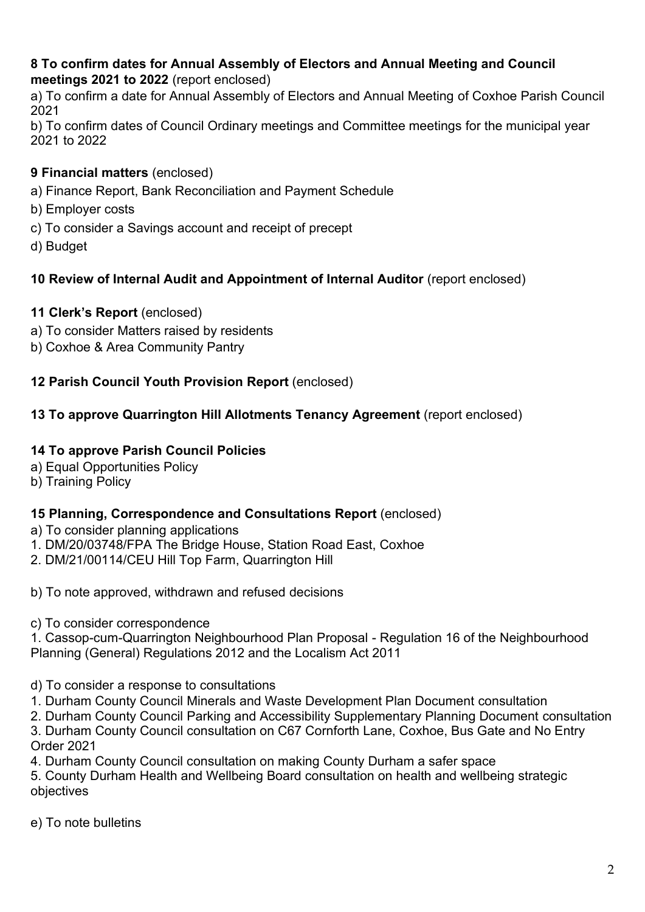**8 To confirm dates for Annual Assembly of Electors and Annual Meeting and Council meetings 2021 to 2022** (report enclosed)

a) To confirm a date for Annual Assembly of Electors and Annual Meeting of Coxhoe Parish Council 2021

b) To confirm dates of Council Ordinary meetings and Committee meetings for the municipal year 2021 to 2022

**9 Financial matters** (enclosed)

a) Finance Report, Bank Reconciliation and Payment Schedule

b) Employer costs

c) To consider a Savings account and receipt of precept

d) Budget

**10 Review of Internal Audit and Appointment of Internal Auditor** (report enclosed)

**11 Clerk's Report** (enclosed)

a) To consider Matters raised by residents

b) Coxhoe & Area Community Pantry

**12 Parish Council Youth Provision Report** (enclosed)

**13 To approve Quarrington Hill Allotments Tenancy Agreement** (report enclosed)

**14 To approve Parish Council Policies**

a) Equal Opportunities Policy

b) Training Policy

**15 Planning, Correspondence and Consultations Report** (enclosed)

a) To consider planning applications

1. DM/20/03748/FPA The Bridge House, Station Road East, Coxhoe
2. DM/21/00114/CEU Hill Top Farm, Quarrington Hill

b) To note approved, withdrawn and refused decisions

c) To consider correspondence

1. Cassop-cum-Quarrington Neighbourhood Plan Proposal - Regulation 16 of the Neighbourhood Planning (General) Regulations 2012 and the Localism Act 2011

d) To consider a response to consultations

1. Durham County Council Minerals and Waste Development Plan Document consultation
2. Durham County Council Parking and Accessibility Supplementary Planning Document consultation
3. Durham County Council consultation on C67 Cornforth Lane, Coxhoe, Bus Gate and No Entry Order 2021
4. Durham County Council consultation on making County Durham a safer space
5. County Durham Health and Wellbeing Board consultation on health and wellbeing strategic objectives

e) To note bulletins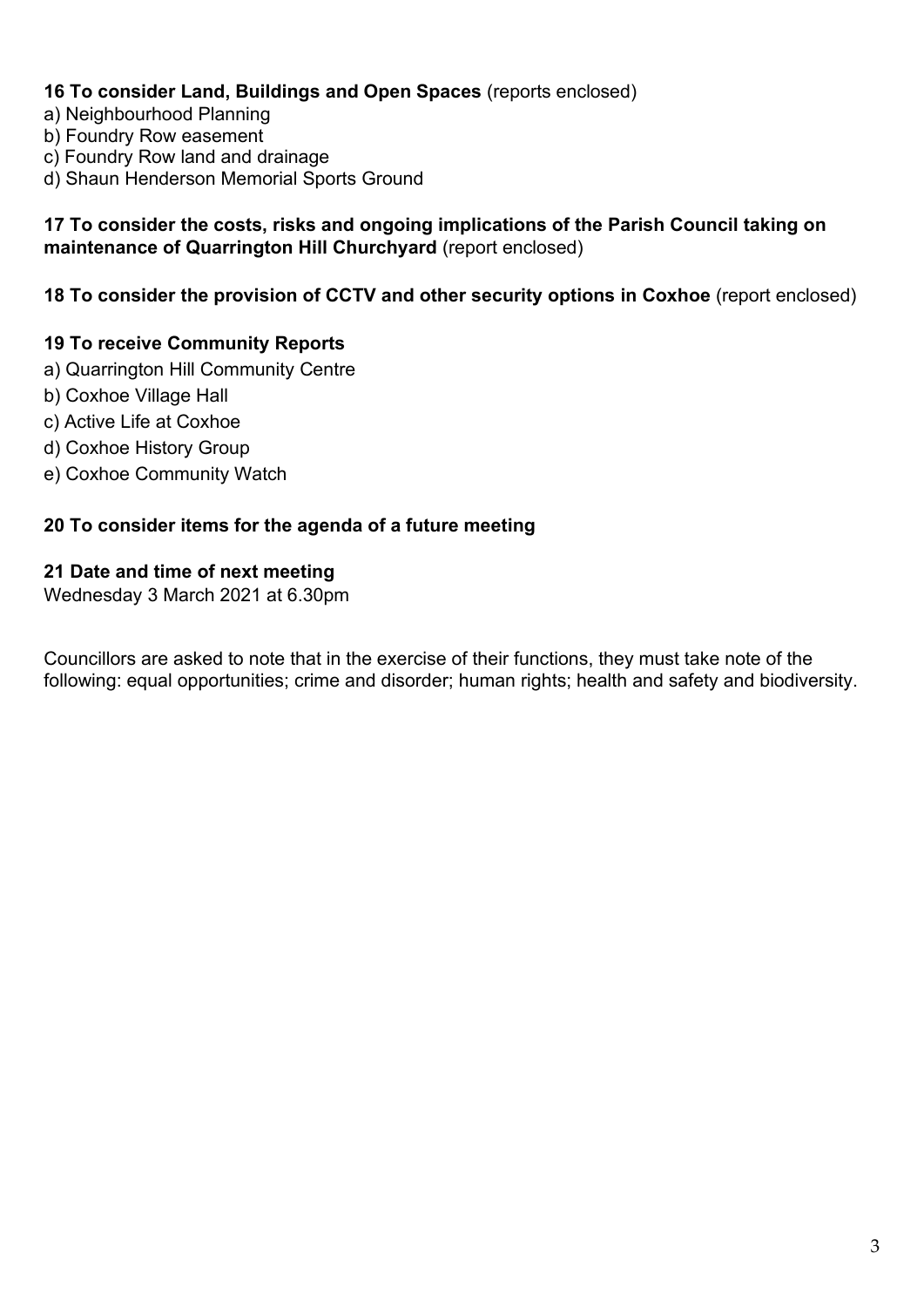**16 To consider Land, Buildings and Open Spaces** (reports enclosed)

a) Neighbourhood Planning
b) Foundry Row easement
c) Foundry Row land and drainage
d) Shaun Henderson Memorial Sports Ground

**17 To consider the costs, risks and ongoing implications of the Parish Council taking on maintenance of Quarrington Hill Churchyard** (report enclosed)

**18 To consider the provision of CCTV and other security options in Coxhoe** (report enclosed)

**19 To receive Community Reports**

a) Quarrington Hill Community Centre
b) Coxhoe Village Hall
c) Active Life at Coxhoe
d) Coxhoe History Group
e) Coxhoe Community Watch

**20 To consider items for the agenda of a future meeting**

**21 Date and time of next meeting**

Wednesday 3 March 2021 at 6.30pm

Councillors are asked to note that in the exercise of their functions, they must take note of the following: equal opportunities; crime and disorder; human rights; health and safety and biodiversity.